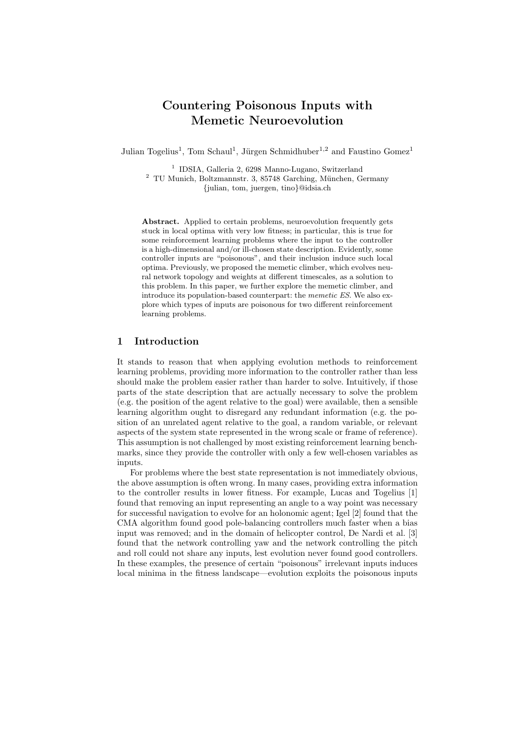# Countering Poisonous Inputs with Memetic Neuroevolution

Julian Togelius[1], Tom Schaul[1], Jürgen Schmidhuber[1,2] and Faustino Gomez[1]

[1] IDSIA, Galleria 2, 6298 Manno-Lugano, Switzerland
[2] TU Munich, Boltzmannstr. 3, 85748 Garching, München, Germany
{julian, tom, juergen, tino}@idsia.ch

**Abstract.** Applied to certain problems, neuroevolution frequently gets stuck in local optima with very low fitness; in particular, this is true for some reinforcement learning problems where the input to the controller is a high-dimensional and/or ill-chosen state description. Evidently, some controller inputs are "poisonous", and their inclusion induce such local optima. Previously, we proposed the memetic climber, which evolves neural network topology and weights at different timescales, as a solution to this problem. In this paper, we further explore the memetic climber, and introduce its population-based counterpart: the *memetic ES*. We also explore which types of inputs are poisonous for two different reinforcement learning problems.

## 1 Introduction

It stands to reason that when applying evolution methods to reinforcement learning problems, providing more information to the controller rather than less should make the problem easier rather than harder to solve. Intuitively, if those parts of the state description that are actually necessary to solve the problem (e.g. the position of the agent relative to the goal) were available, then a sensible learning algorithm ought to disregard any redundant information (e.g. the position of an unrelated agent relative to the goal, a random variable, or relevant aspects of the system state represented in the wrong scale or frame of reference). This assumption is not challenged by most existing reinforcement learning benchmarks, since they provide the controller with only a few well-chosen variables as inputs.

For problems where the best state representation is not immediately obvious, the above assumption is often wrong. In many cases, providing extra information to the controller results in lower fitness. For example, Lucas and Togelius [1] found that removing an input representing an angle to a way point was necessary for successful navigation to evolve for an holonomic agent; Igel [2] found that the CMA algorithm found good pole-balancing controllers much faster when a bias input was removed; and in the domain of helicopter control, De Nardi et al. [3] found that the network controlling yaw and the network controlling the pitch and roll could not share any inputs, lest evolution never found good controllers. In these examples, the presence of certain "poisonous" irrelevant inputs induces local minima in the fitness landscape—evolution exploits the poisonous inputs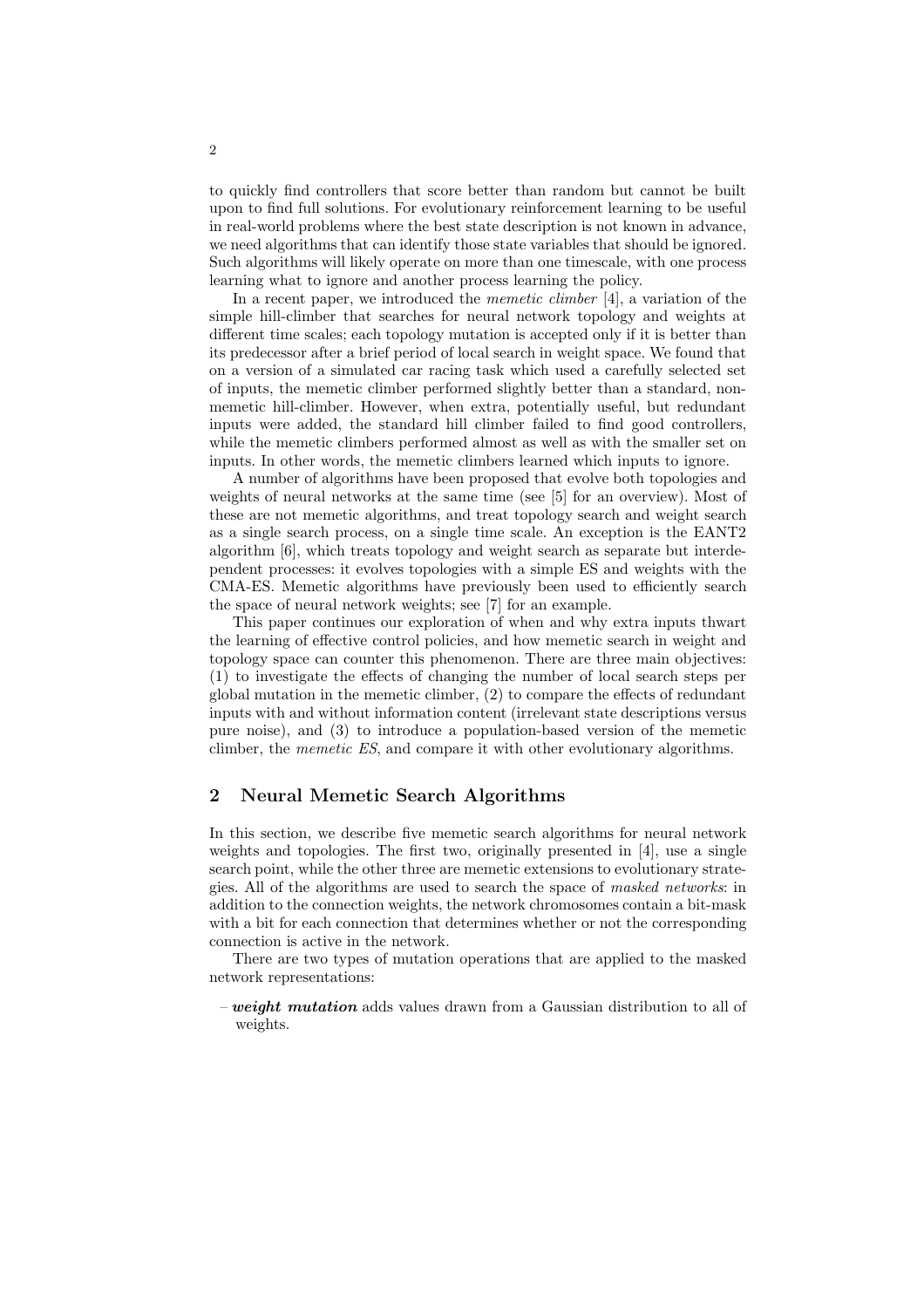to quickly find controllers that score better than random but cannot be built upon to find full solutions. For evolutionary reinforcement learning to be useful in real-world problems where the best state description is not known in advance, we need algorithms that can identify those state variables that should be ignored. Such algorithms will likely operate on more than one timescale, with one process learning what to ignore and another process learning the policy.

In a recent paper, we introduced the *memetic climber* [4], a variation of the simple hill-climber that searches for neural network topology and weights at different time scales; each topology mutation is accepted only if it is better than its predecessor after a brief period of local search in weight space. We found that on a version of a simulated car racing task which used a carefully selected set of inputs, the memetic climber performed slightly better than a standard, non-memetic hill-climber. However, when extra, potentially useful, but redundant inputs were added, the standard hill climber failed to find good controllers, while the memetic climbers performed almost as well as with the smaller set on inputs. In other words, the memetic climbers learned which inputs to ignore.

A number of algorithms have been proposed that evolve both topologies and weights of neural networks at the same time (see [5] for an overview). Most of these are not memetic algorithms, and treat topology search and weight search as a single search process, on a single time scale. An exception is the EANT2 algorithm [6], which treats topology and weight search as separate but interdependent processes: it evolves topologies with a simple ES and weights with the CMA-ES. Memetic algorithms have previously been used to efficiently search the space of neural network weights; see [7] for an example.

This paper continues our exploration of when and why extra inputs thwart the learning of effective control policies, and how memetic search in weight and topology space can counter this phenomenon. There are three main objectives: (1) to investigate the effects of changing the number of local search steps per global mutation in the memetic climber, (2) to compare the effects of redundant inputs with and without information content (irrelevant state descriptions versus pure noise), and (3) to introduce a population-based version of the memetic climber, the *memetic ES*, and compare it with other evolutionary algorithms.

## 2 Neural Memetic Search Algorithms

In this section, we describe five memetic search algorithms for neural network weights and topologies. The first two, originally presented in [4], use a single search point, while the other three are memetic extensions to evolutionary strategies. All of the algorithms are used to search the space of *masked networks*: in addition to the connection weights, the network chromosomes contain a bit-mask with a bit for each connection that determines whether or not the corresponding connection is active in the network.

There are two types of mutation operations that are applied to the masked network representations:

- ***weight mutation*** adds values drawn from a Gaussian distribution to all of weights.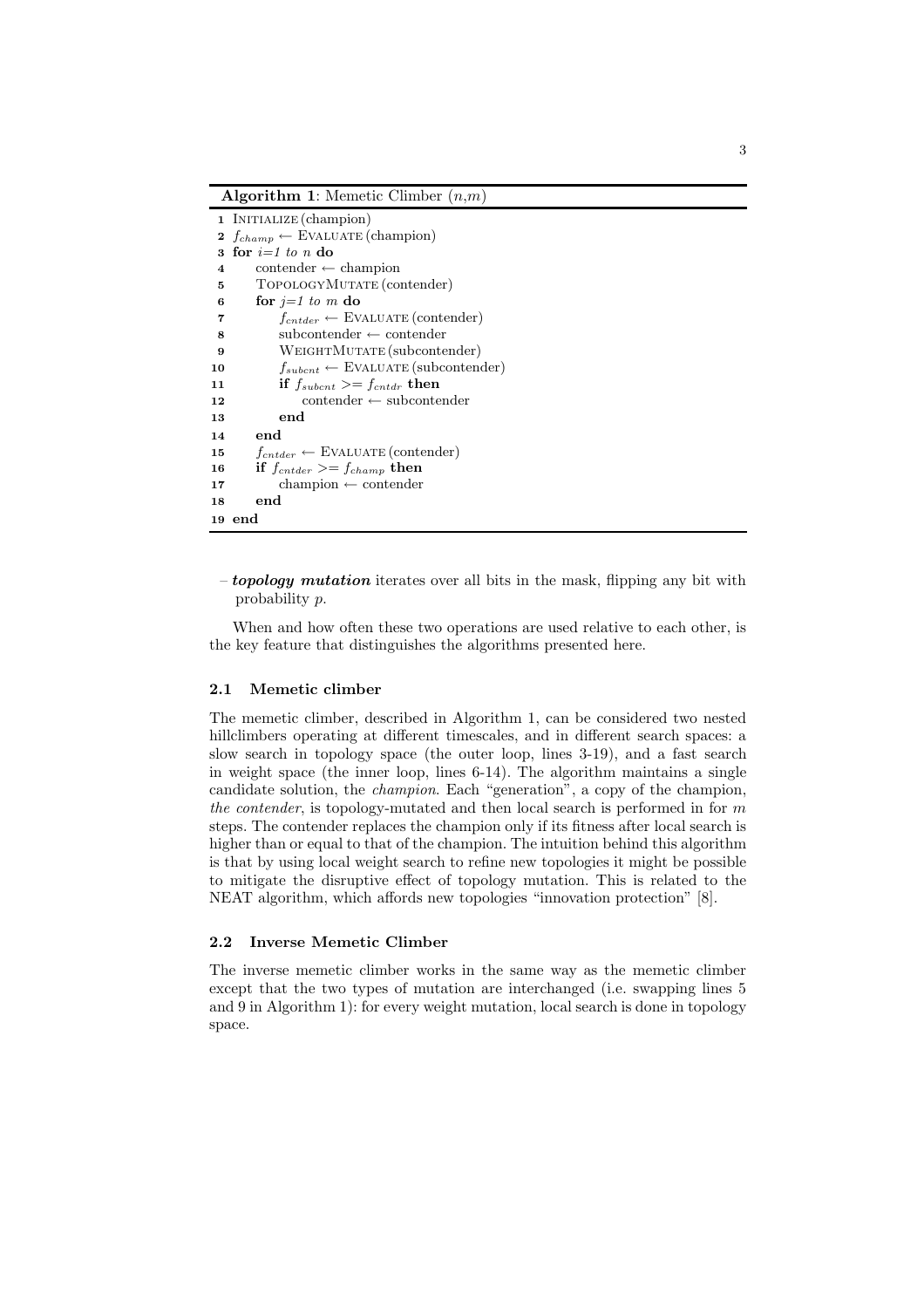**Algorithm 1**: Memetic Climber $(n,m)$

```
1  INITIALIZE(champion)
2  f_champ ← EVALUATE(champion)
3  for i=1 to n do
4      contender ← champion
5      TOPOLOGYMUTATE(contender)
6      for j=1 to m do
7          f_cntder ← EVALUATE(contender)
8          subcontender ← contender
9          WEIGHTMUTATE(subcontender)
10         f_subcnt ← EVALUATE(subcontender)
11         if f_subcnt >= f_cntdr then
12             contender ← subcontender
13         end
14     end
15     f_cntder ← EVALUATE(contender)
16     if f_cntder >= f_champ then
17         champion ← contender
18     end
19 end
```

– ***topology mutation*** iterates over all bits in the mask, flipping any bit with probability $p$.

When and how often these two operations are used relative to each other, is the key feature that distinguishes the algorithms presented here.

### 2.1 Memetic climber

The memetic climber, described in Algorithm 1, can be considered two nested hillclimbers operating at different timescales, and in different search spaces: a slow search in topology space (the outer loop, lines 3-19), and a fast search in weight space (the inner loop, lines 6-14). The algorithm maintains a single candidate solution, the *champion*. Each "generation", a copy of the champion, *the contender*, is topology-mutated and then local search is performed in for $m$ steps. The contender replaces the champion only if its fitness after local search is higher than or equal to that of the champion. The intuition behind this algorithm is that by using local weight search to refine new topologies it might be possible to mitigate the disruptive effect of topology mutation. This is related to the NEAT algorithm, which affords new topologies "innovation protection" [8].

### 2.2 Inverse Memetic Climber

The inverse memetic climber works in the same way as the memetic climber except that the two types of mutation are interchanged (i.e. swapping lines 5 and 9 in Algorithm 1): for every weight mutation, local search is done in topology space.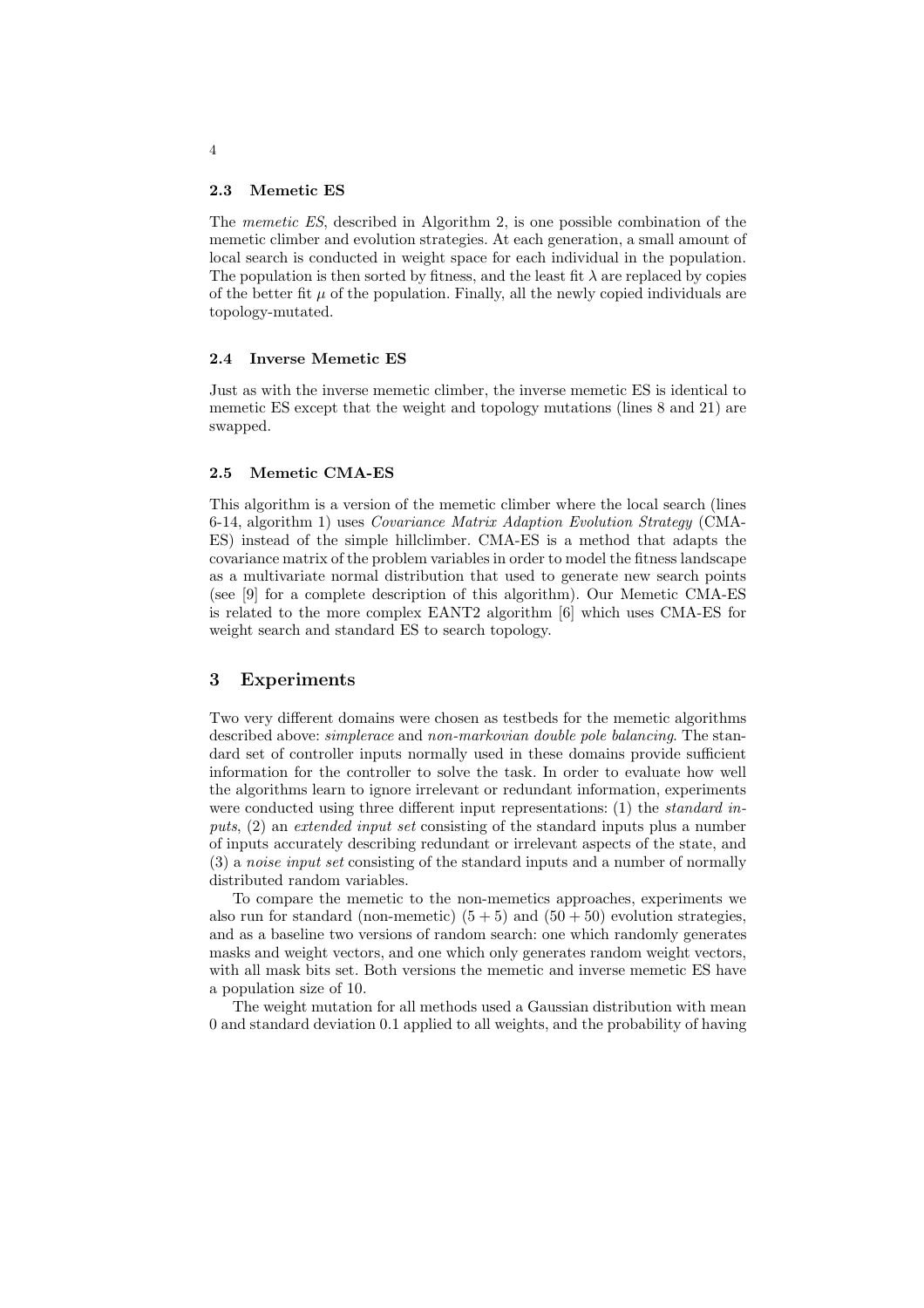### 2.3 Memetic ES

The *memetic ES*, described in Algorithm 2, is one possible combination of the memetic climber and evolution strategies. At each generation, a small amount of local search is conducted in weight space for each individual in the population. The population is then sorted by fitness, and the least fit $\lambda$ are replaced by copies of the better fit $\mu$ of the population. Finally, all the newly copied individuals are topology-mutated.

### 2.4 Inverse Memetic ES

Just as with the inverse memetic climber, the inverse memetic ES is identical to memetic ES except that the weight and topology mutations (lines 8 and 21) are swapped.

### 2.5 Memetic CMA-ES

This algorithm is a version of the memetic climber where the local search (lines 6-14, algorithm 1) uses *Covariance Matrix Adaption Evolution Strategy* (CMA-ES) instead of the simple hillclimber. CMA-ES is a method that adapts the covariance matrix of the problem variables in order to model the fitness landscape as a multivariate normal distribution that used to generate new search points (see [9] for a complete description of this algorithm). Our Memetic CMA-ES is related to the more complex EANT2 algorithm [6] which uses CMA-ES for weight search and standard ES to search topology.

## 3 Experiments

Two very different domains were chosen as testbeds for the memetic algorithms described above: *simplerace* and *non-markovian double pole balancing*. The standard set of controller inputs normally used in these domains provide sufficient information for the controller to solve the task. In order to evaluate how well the algorithms learn to ignore irrelevant or redundant information, experiments were conducted using three different input representations: (1) the *standard inputs*, (2) an *extended input set* consisting of the standard inputs plus a number of inputs accurately describing redundant or irrelevant aspects of the state, and (3) a *noise input set* consisting of the standard inputs and a number of normally distributed random variables.

To compare the memetic to the non-memetics approaches, experiments we also run for standard (non-memetic) $(5 + 5)$ and $(50 + 50)$ evolution strategies, and as a baseline two versions of random search: one which randomly generates masks and weight vectors, and one which only generates random weight vectors, with all mask bits set. Both versions the memetic and inverse memetic ES have a population size of 10.

The weight mutation for all methods used a Gaussian distribution with mean 0 and standard deviation 0.1 applied to all weights, and the probability of having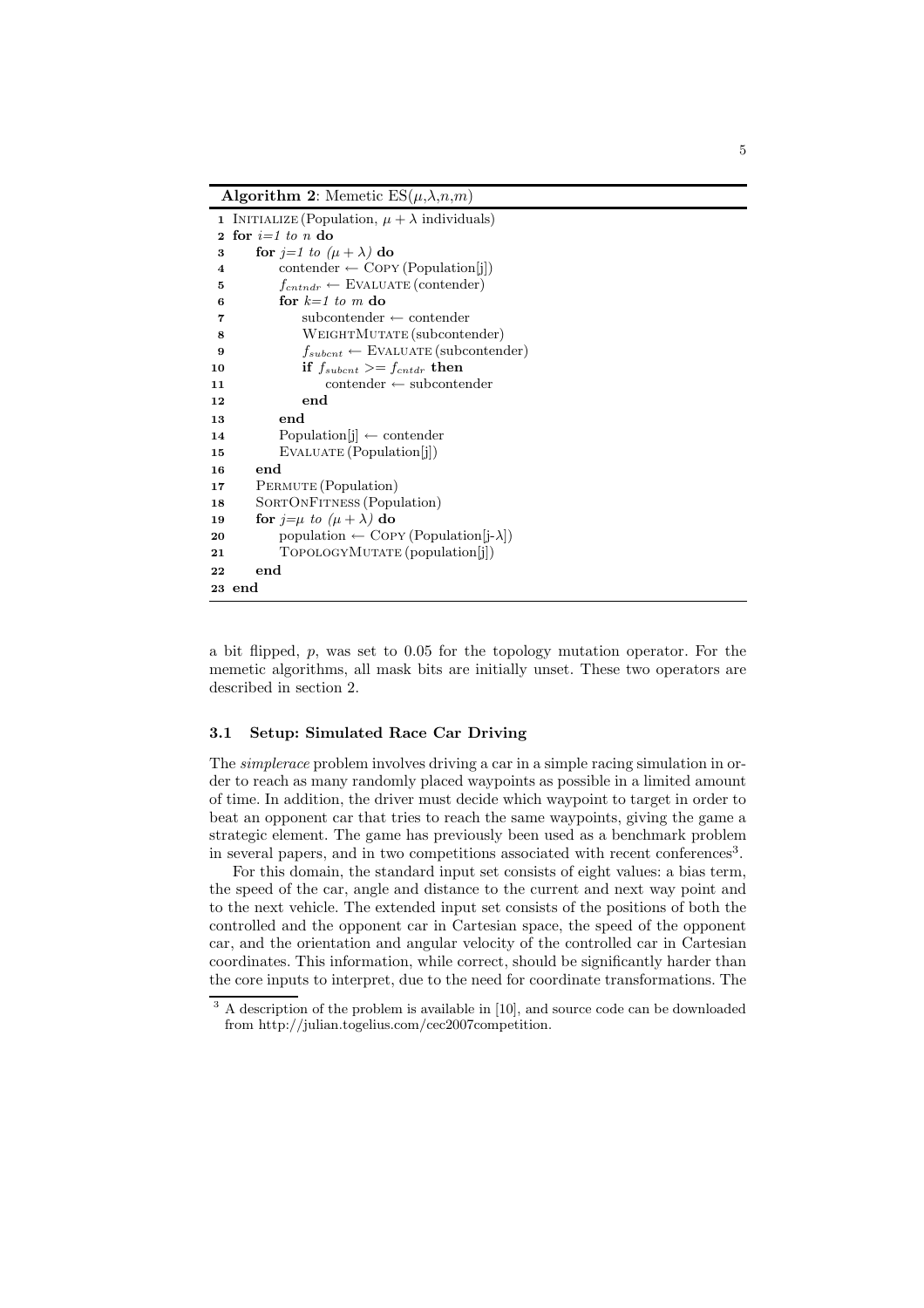**Algorithm 2**: Memetic ES($\mu$,$\lambda$,$n$,$m$)

```
1  INITIALIZE (Population, μ + λ individuals)
2  for i=1 to n do
3      for j=1 to (μ + λ) do
4          contender ← COPY (Population[j])
5          f_cntndr ← EVALUATE (contender)
6          for k=1 to m do
7              subcontender ← contender
8              WEIGHTMUTATE (subcontender)
9              f_subcnt ← EVALUATE (subcontender)
10             if f_subcnt >= f_cntdr then
11                 contender ← subcontender
12             end
13         end
14         Population[j] ← contender
15         EVALUATE (Population[j])
16     end
17     PERMUTE (Population)
18     SORTONFITNESS (Population)
19     for j=μ to (μ + λ) do
20         population ← COPY (Population[j-λ])
21         TOPOLOGYMUTATE (population[j])
22     end
23 end
```

a bit flipped, $p$, was set to 0.05 for the topology mutation operator. For the memetic algorithms, all mask bits are initially unset. These two operators are described in section 2.

### 3.1 Setup: Simulated Race Car Driving

The *simplerace* problem involves driving a car in a simple racing simulation in order to reach as many randomly placed waypoints as possible in a limited amount of time. In addition, the driver must decide which waypoint to target in order to beat an opponent car that tries to reach the same waypoints, giving the game a strategic element. The game has previously been used as a benchmark problem in several papers, and in two competitions associated with recent conferences[3].

For this domain, the standard input set consists of eight values: a bias term, the speed of the car, angle and distance to the current and next way point and to the next vehicle. The extended input set consists of the positions of both the controlled and the opponent car in Cartesian space, the speed of the opponent car, and the orientation and angular velocity of the controlled car in Cartesian coordinates. This information, while correct, should be significantly harder than the core inputs to interpret, due to the need for coordinate transformations. The

[3] A description of the problem is available in [10], and source code can be downloaded from http://julian.togelius.com/cec2007competition.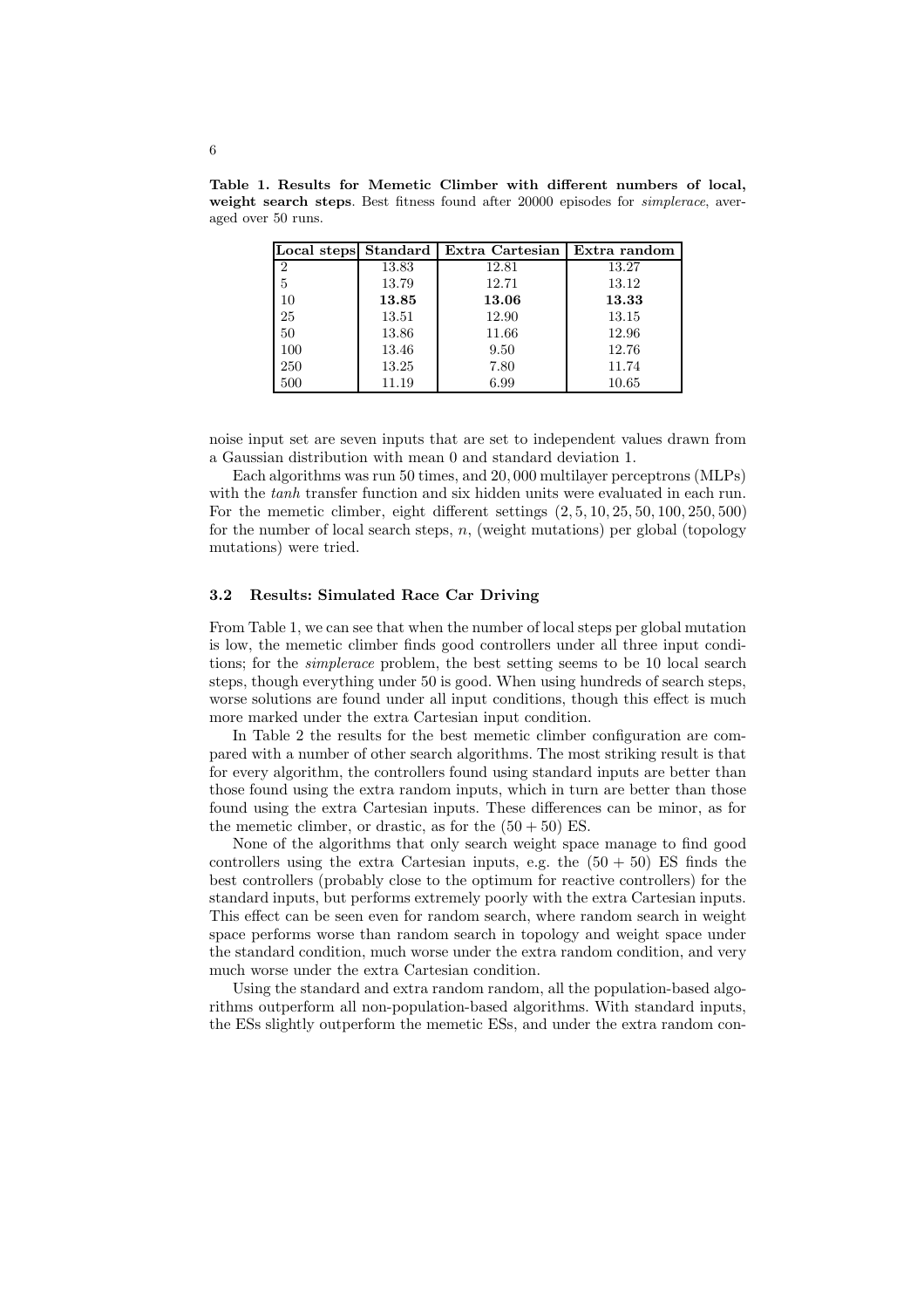**Table 1. Results for Memetic Climber with different numbers of local, weight search steps**. Best fitness found after 20000 episodes for *simplerace*, averaged over 50 runs.

| Local steps | Standard | Extra Cartesian | Extra random |
|---|---|---|---|
| 2 | 13.83 | 12.81 | 13.27 |
| 5 | 13.79 | 12.71 | 13.12 |
| 10 | **13.85** | **13.06** | **13.33** |
| 25 | 13.51 | 12.90 | 13.15 |
| 50 | 13.86 | 11.66 | 12.96 |
| 100 | 13.46 | 9.50 | 12.76 |
| 250 | 13.25 | 7.80 | 11.74 |
| 500 | 11.19 | 6.99 | 10.65 |

noise input set are seven inputs that are set to independent values drawn from a Gaussian distribution with mean 0 and standard deviation 1.

Each algorithms was run 50 times, and 20,000 multilayer perceptrons (MLPs) with the *tanh* transfer function and six hidden units were evaluated in each run. For the memetic climber, eight different settings $(2, 5, 10, 25, 50, 100, 250, 500)$ for the number of local search steps, $n$, (weight mutations) per global (topology mutations) were tried.

### 3.2 Results: Simulated Race Car Driving

From Table 1, we can see that when the number of local steps per global mutation is low, the memetic climber finds good controllers under all three input conditions; for the *simplerace* problem, the best setting seems to be 10 local search steps, though everything under 50 is good. When using hundreds of search steps, worse solutions are found under all input conditions, though this effect is much more marked under the extra Cartesian input condition.

In Table 2 the results for the best memetic climber configuration are compared with a number of other search algorithms. The most striking result is that for every algorithm, the controllers found using standard inputs are better than those found using the extra random inputs, which in turn are better than those found using the extra Cartesian inputs. These differences can be minor, as for the memetic climber, or drastic, as for the $(50 + 50)$ ES.

None of the algorithms that only search weight space manage to find good controllers using the extra Cartesian inputs, e.g. the $(50 + 50)$ ES finds the best controllers (probably close to the optimum for reactive controllers) for the standard inputs, but performs extremely poorly with the extra Cartesian inputs. This effect can be seen even for random search, where random search in weight space performs worse than random search in topology and weight space under the standard condition, much worse under the extra random condition, and very much worse under the extra Cartesian condition.

Using the standard and extra random random, all the population-based algorithms outperform all non-population-based algorithms. With standard inputs, the ESs slightly outperform the memetic ESs, and under the extra random con-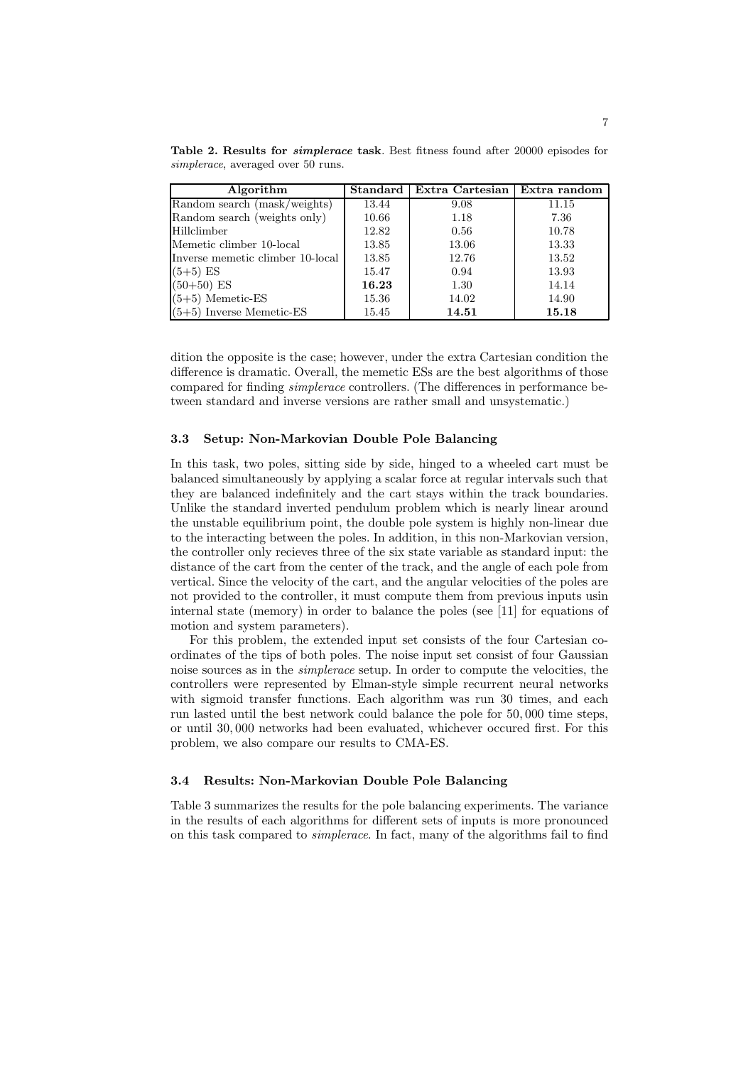**Table 2. Results for *simplerace* task**. Best fitness found after 20000 episodes for *simplerace*, averaged over 50 runs.

| Algorithm | Standard | Extra Cartesian | Extra random |
|---|---|---|---|
| Random search (mask/weights) | 13.44 | 9.08 | 11.15 |
| Random search (weights only) | 10.66 | 1.18 | 7.36 |
| Hillclimber | 12.82 | 0.56 | 10.78 |
| Memetic climber 10-local | 13.85 | 13.06 | 13.33 |
| Inverse memetic climber 10-local | 13.85 | 12.76 | 13.52 |
| (5+5) ES | 15.47 | 0.94 | 13.93 |
| (50+50) ES | **16.23** | 1.30 | 14.14 |
| (5+5) Memetic-ES | 15.36 | 14.02 | 14.90 |
| (5+5) Inverse Memetic-ES | 15.45 | **14.51** | **15.18** |

dition the opposite is the case; however, under the extra Cartesian condition the difference is dramatic. Overall, the memetic ESs are the best algorithms of those compared for finding *simplerace* controllers. (The differences in performance between standard and inverse versions are rather small and unsystematic.)

### 3.3 Setup: Non-Markovian Double Pole Balancing

In this task, two poles, sitting side by side, hinged to a wheeled cart must be balanced simultaneously by applying a scalar force at regular intervals such that they are balanced indefinitely and the cart stays within the track boundaries. Unlike the standard inverted pendulum problem which is nearly linear around the unstable equilibrium point, the double pole system is highly non-linear due to the interacting between the poles. In addition, in this non-Markovian version, the controller only recieves three of the six state variable as standard input: the distance of the cart from the center of the track, and the angle of each pole from vertical. Since the velocity of the cart, and the angular velocities of the poles are not provided to the controller, it must compute them from previous inputs usin internal state (memory) in order to balance the poles (see [11] for equations of motion and system parameters).

For this problem, the extended input set consists of the four Cartesian coordinates of the tips of both poles. The noise input set consist of four Gaussian noise sources as in the *simplerace* setup. In order to compute the velocities, the controllers were represented by Elman-style simple recurrent neural networks with sigmoid transfer functions. Each algorithm was run 30 times, and each run lasted until the best network could balance the pole for 50,000 time steps, or until 30,000 networks had been evaluated, whichever occured first. For this problem, we also compare our results to CMA-ES.

### 3.4 Results: Non-Markovian Double Pole Balancing

Table 3 summarizes the results for the pole balancing experiments. The variance in the results of each algorithms for different sets of inputs is more pronounced on this task compared to *simplerace*. In fact, many of the algorithms fail to find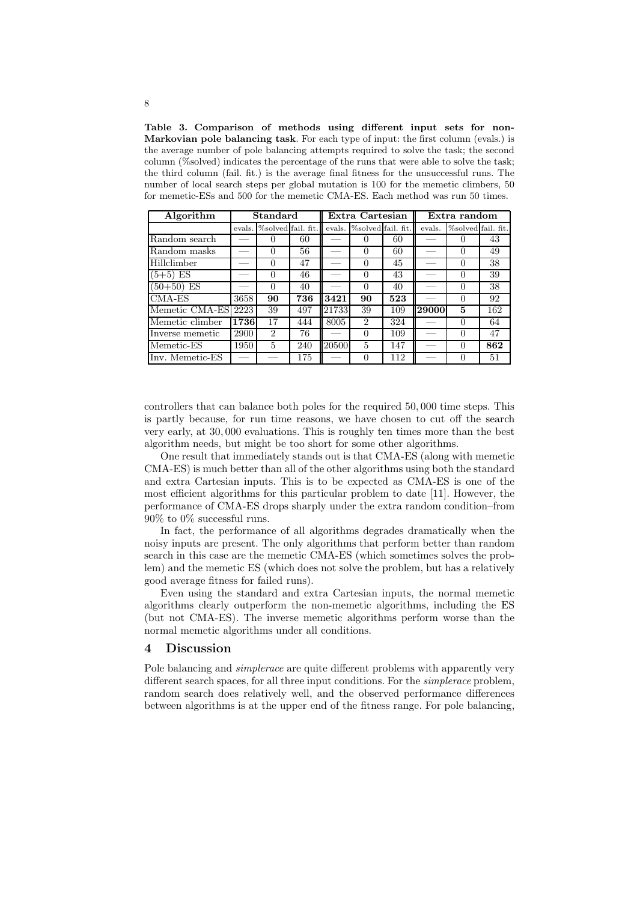**Table 3. Comparison of methods using different input sets for non-Markovian pole balancing task**. For each type of input: the first column (evals.) is the average number of pole balancing attempts required to solve the task; the second column (%solved) indicates the percentage of the runs that were able to solve the task; the third column (fail. fit.) is the average final fitness for the unsuccessful runs. The number of local search steps per global mutation is 100 for the memetic climbers, 50 for memetic-ESs and 500 for the memetic CMA-ES. Each method was run 50 times.

| Algorithm | Standard | | | Extra Cartesian | | | Extra random | | |
|---|---|---|---|---|---|---|---|---|---|
| | evals. | %solved | fail. fit. | evals. | %solved | fail. fit. | evals. | %solved | fail. fit. |
| Random search | — | 0 | 60 | — | 0 | 60 | — | 0 | 43 |
| Random masks | — | 0 | 56 | — | 0 | 60 | — | 0 | 49 |
| Hillclimber | — | 0 | 47 | — | 0 | 45 | — | 0 | 38 |
| (5+5) ES | — | 0 | 46 | — | 0 | 43 | — | 0 | 39 |
| (50+50) ES | — | 0 | 40 | — | 0 | 40 | — | 0 | 38 |
| CMA-ES | 3658 | **90** | **736** | **3421** | **90** | **523** | — | 0 | 92 |
| Memetic CMA-ES | 2223 | 39 | 497 | 21733 | 39 | 109 | **29000** | **5** | 162 |
| Memetic climber | **1736** | 17 | 444 | 8005 | 2 | 324 | — | 0 | 64 |
| Inverse memetic | 2900 | 2 | 76 | — | 0 | 109 | — | 0 | 47 |
| Memetic-ES | 1950 | 5 | 240 | 20500 | 5 | 147 | — | 0 | **862** |
| Inv. Memetic-ES | — | — | 175 | — | 0 | 112 | — | 0 | 51 |

controllers that can balance both poles for the required 50,000 time steps. This is partly because, for run time reasons, we have chosen to cut off the search very early, at 30,000 evaluations. This is roughly ten times more than the best algorithm needs, but might be too short for some other algorithms.

One result that immediately stands out is that CMA-ES (along with memetic CMA-ES) is much better than all of the other algorithms using both the standard and extra Cartesian inputs. This is to be expected as CMA-ES is one of the most efficient algorithms for this particular problem to date [11]. However, the performance of CMA-ES drops sharply under the extra random condition–from 90% to 0% successful runs.

In fact, the performance of all algorithms degrades dramatically when the noisy inputs are present. The only algorithms that perform better than random search in this case are the memetic CMA-ES (which sometimes solves the problem) and the memetic ES (which does not solve the problem, but has a relatively good average fitness for failed runs).

Even using the standard and extra Cartesian inputs, the normal memetic algorithms clearly outperform the non-memetic algorithms, including the ES (but not CMA-ES). The inverse memetic algorithms perform worse than the normal memetic algorithms under all conditions.

## 4 Discussion

Pole balancing and *simplerace* are quite different problems with apparently very different search spaces, for all three input conditions. For the *simplerace* problem, random search does relatively well, and the observed performance differences between algorithms is at the upper end of the fitness range. For pole balancing,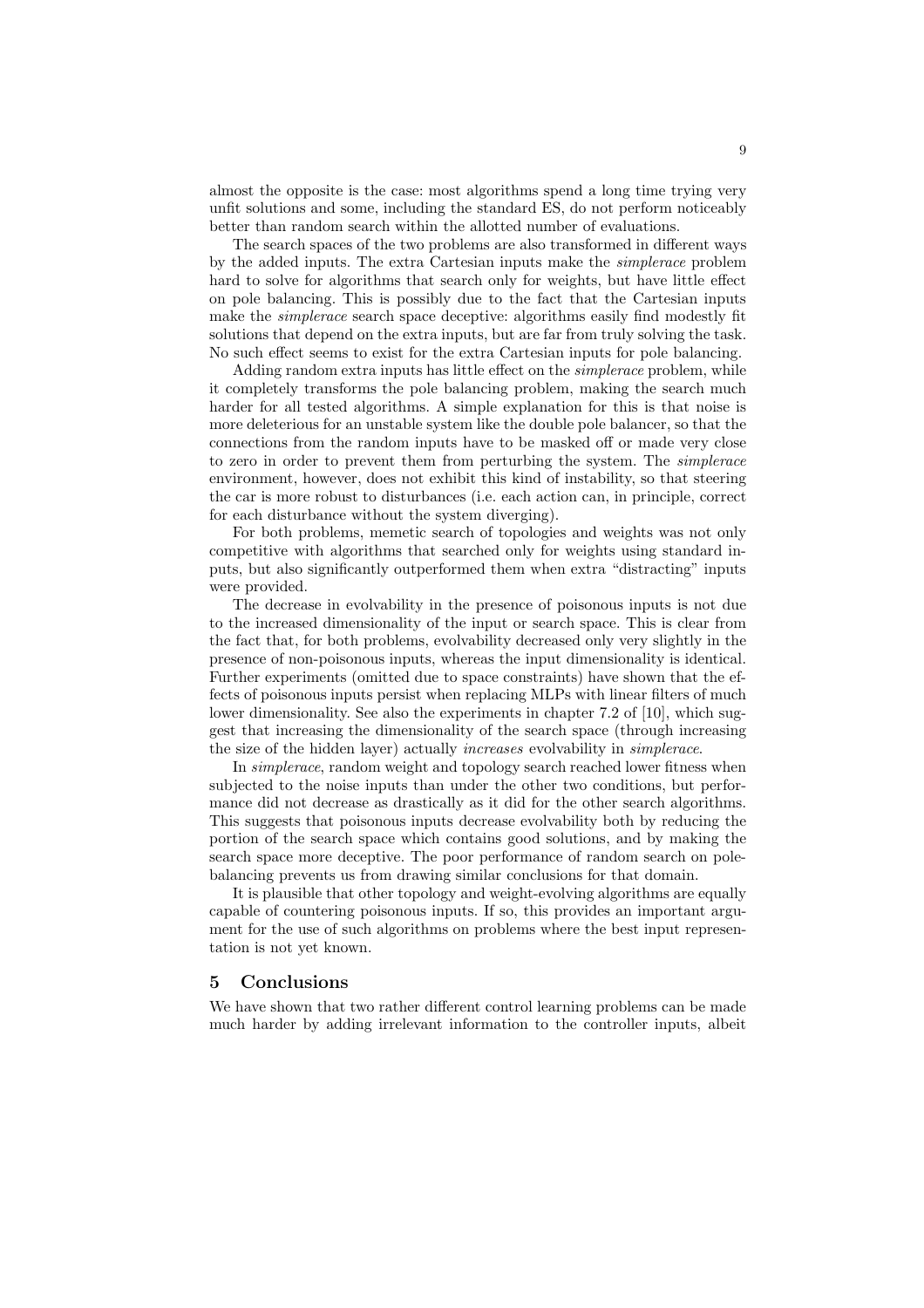almost the opposite is the case: most algorithms spend a long time trying very unfit solutions and some, including the standard ES, do not perform noticeably better than random search within the allotted number of evaluations.

The search spaces of the two problems are also transformed in different ways by the added inputs. The extra Cartesian inputs make the *simplerace* problem hard to solve for algorithms that search only for weights, but have little effect on pole balancing. This is possibly due to the fact that the Cartesian inputs make the *simplerace* search space deceptive: algorithms easily find modestly fit solutions that depend on the extra inputs, but are far from truly solving the task. No such effect seems to exist for the extra Cartesian inputs for pole balancing.

Adding random extra inputs has little effect on the *simplerace* problem, while it completely transforms the pole balancing problem, making the search much harder for all tested algorithms. A simple explanation for this is that noise is more deleterious for an unstable system like the double pole balancer, so that the connections from the random inputs have to be masked off or made very close to zero in order to prevent them from perturbing the system. The *simplerace* environment, however, does not exhibit this kind of instability, so that steering the car is more robust to disturbances (i.e. each action can, in principle, correct for each disturbance without the system diverging).

For both problems, memetic search of topologies and weights was not only competitive with algorithms that searched only for weights using standard inputs, but also significantly outperformed them when extra "distracting" inputs were provided.

The decrease in evolvability in the presence of poisonous inputs is not due to the increased dimensionality of the input or search space. This is clear from the fact that, for both problems, evolvability decreased only very slightly in the presence of non-poisonous inputs, whereas the input dimensionality is identical. Further experiments (omitted due to space constraints) have shown that the effects of poisonous inputs persist when replacing MLPs with linear filters of much lower dimensionality. See also the experiments in chapter 7.2 of [10], which suggest that increasing the dimensionality of the search space (through increasing the size of the hidden layer) actually *increases* evolvability in *simplerace*.

In *simplerace*, random weight and topology search reached lower fitness when subjected to the noise inputs than under the other two conditions, but performance did not decrease as drastically as it did for the other search algorithms. This suggests that poisonous inputs decrease evolvability both by reducing the portion of the search space which contains good solutions, and by making the search space more deceptive. The poor performance of random search on pole-balancing prevents us from drawing similar conclusions for that domain.

It is plausible that other topology and weight-evolving algorithms are equally capable of countering poisonous inputs. If so, this provides an important argument for the use of such algorithms on problems where the best input representation is not yet known.

## 5 Conclusions

We have shown that two rather different control learning problems can be made much harder by adding irrelevant information to the controller inputs, albeit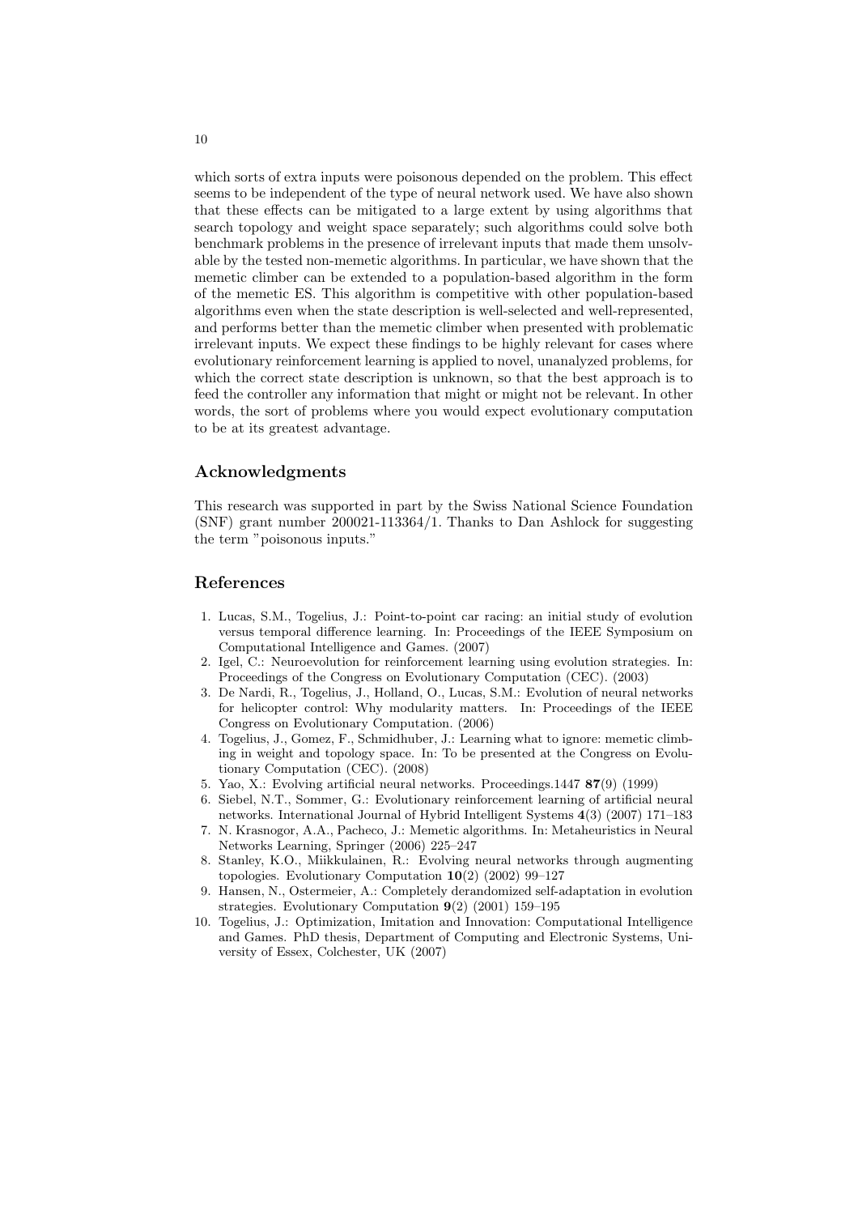which sorts of extra inputs were poisonous depended on the problem. This effect seems to be independent of the type of neural network used. We have also shown that these effects can be mitigated to a large extent by using algorithms that search topology and weight space separately; such algorithms could solve both benchmark problems in the presence of irrelevant inputs that made them unsolvable by the tested non-memetic algorithms. In particular, we have shown that the memetic climber can be extended to a population-based algorithm in the form of the memetic ES. This algorithm is competitive with other population-based algorithms even when the state description is well-selected and well-represented, and performs better than the memetic climber when presented with problematic irrelevant inputs. We expect these findings to be highly relevant for cases where evolutionary reinforcement learning is applied to novel, unanalyzed problems, for which the correct state description is unknown, so that the best approach is to feed the controller any information that might or might not be relevant. In other words, the sort of problems where you would expect evolutionary computation to be at its greatest advantage.

## Acknowledgments

This research was supported in part by the Swiss National Science Foundation (SNF) grant number 200021-113364/1. Thanks to Dan Ashlock for suggesting the term "poisonous inputs."

## References

1. Lucas, S.M., Togelius, J.: Point-to-point car racing: an initial study of evolution versus temporal difference learning. In: Proceedings of the IEEE Symposium on Computational Intelligence and Games. (2007)
2. Igel, C.: Neuroevolution for reinforcement learning using evolution strategies. In: Proceedings of the Congress on Evolutionary Computation (CEC). (2003)
3. De Nardi, R., Togelius, J., Holland, O., Lucas, S.M.: Evolution of neural networks for helicopter control: Why modularity matters. In: Proceedings of the IEEE Congress on Evolutionary Computation. (2006)
4. Togelius, J., Gomez, F., Schmidhuber, J.: Learning what to ignore: memetic climbing in weight and topology space. In: To be presented at the Congress on Evolutionary Computation (CEC). (2008)
5. Yao, X.: Evolving artificial neural networks. Proceedings.1447 **87**(9) (1999)
6. Siebel, N.T., Sommer, G.: Evolutionary reinforcement learning of artificial neural networks. International Journal of Hybrid Intelligent Systems **4**(3) (2007) 171–183
7. N. Krasnogor, A.A., Pacheco, J.: Memetic algorithms. In: Metaheuristics in Neural Networks Learning, Springer (2006) 225–247
8. Stanley, K.O., Miikkulainen, R.: Evolving neural networks through augmenting topologies. Evolutionary Computation **10**(2) (2002) 99–127
9. Hansen, N., Ostermeier, A.: Completely derandomized self-adaptation in evolution strategies. Evolutionary Computation **9**(2) (2001) 159–195
10. Togelius, J.: Optimization, Imitation and Innovation: Computational Intelligence and Games. PhD thesis, Department of Computing and Electronic Systems, University of Essex, Colchester, UK (2007)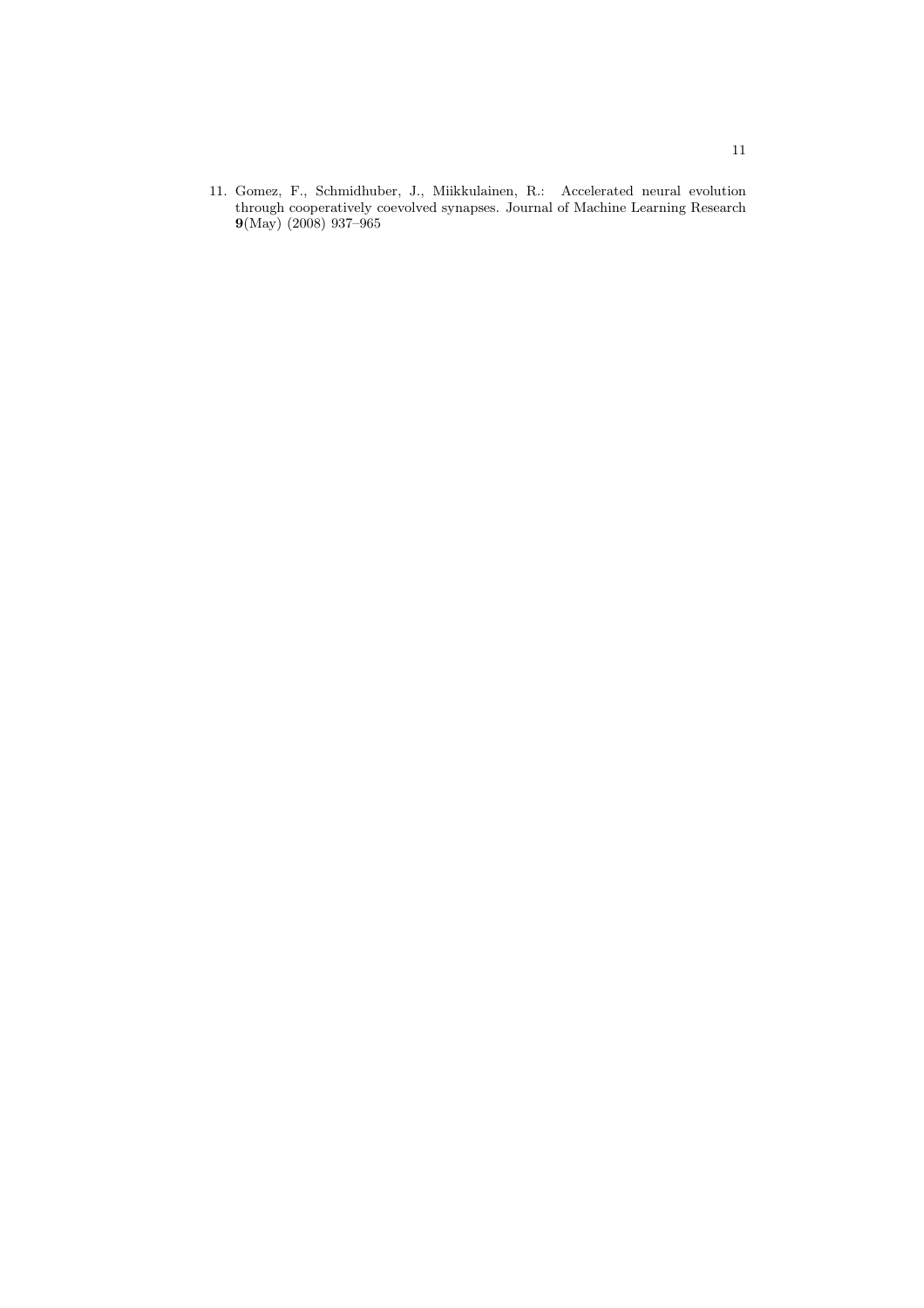11. Gomez, F., Schmidhuber, J., Miikkulainen, R.: Accelerated neural evolution through cooperatively coevolved synapses. Journal of Machine Learning Research **9**(May) (2008) 937–965